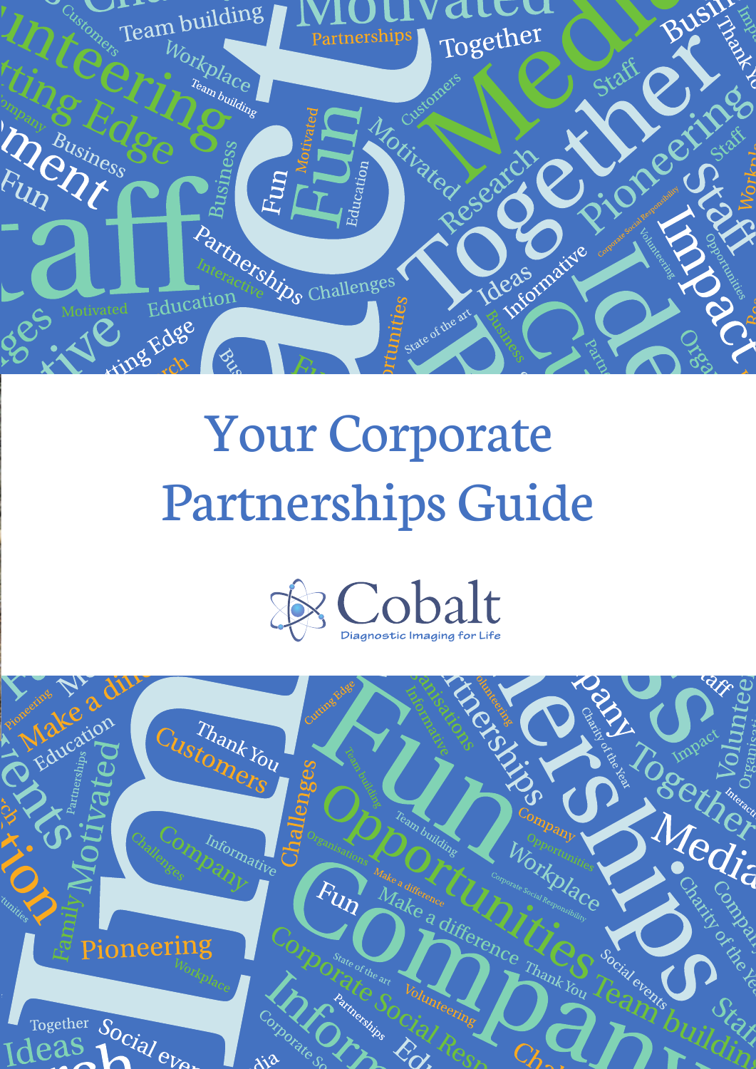# Your Corporate Partnerships Guide

Cobalt

Diagnostic Imaging for Life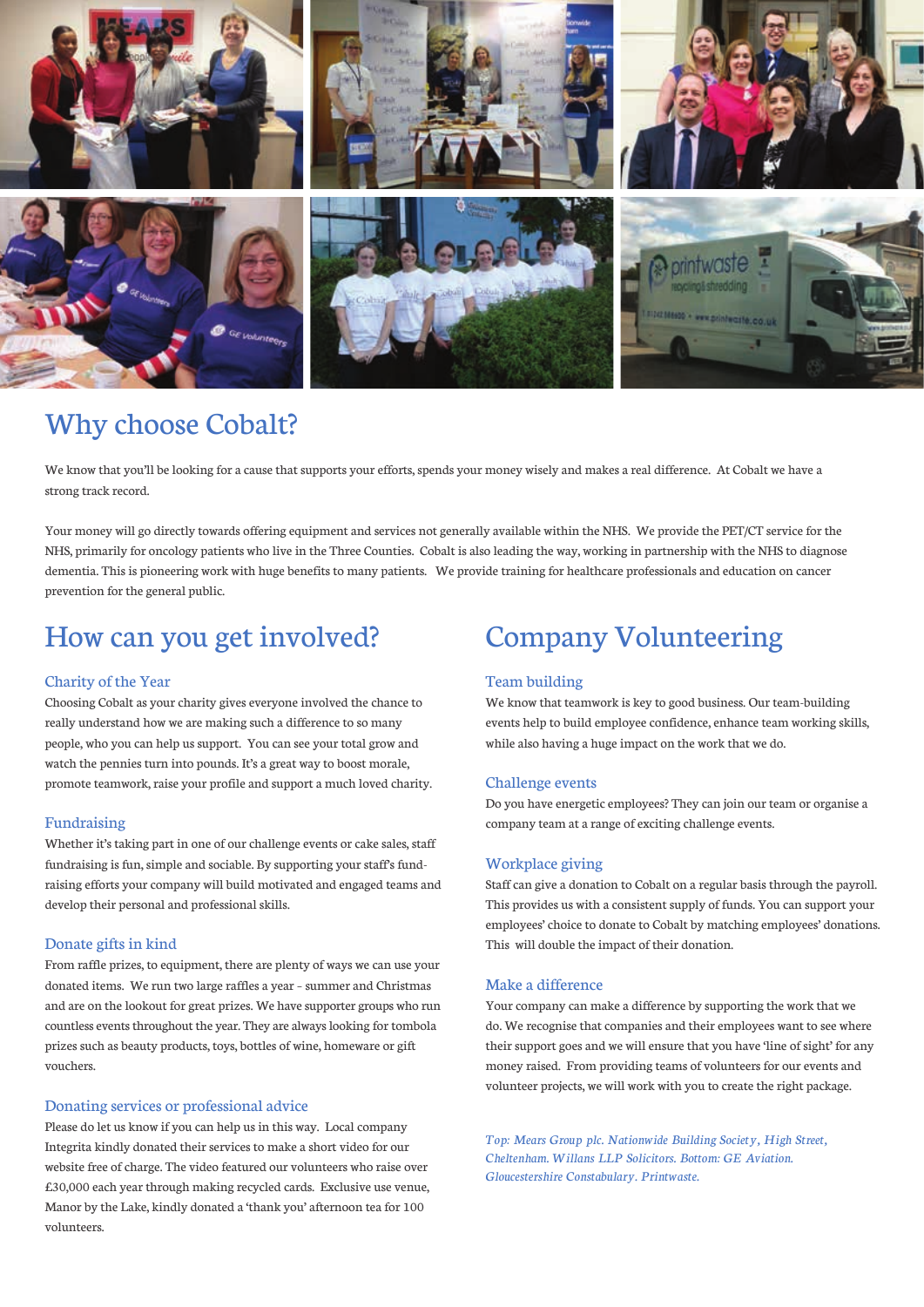## Why choose Cobalt?

We know that you'll be looking for a cause that supports your efforts, spends your money wisely and makes a real difference. At Cobalt we have a strong track record.

Your money will go directly towards offering equipment and services not generally available within the NHS. We provide the PET/CT service for the NHS, primarily for oncology patients who live in the Three Counties. Cobalt is also leading the way, working in partnership with the NHS to diagnose dementia. This is pioneering work with huge benefits to many patients. We provide training for healthcare professionals and education on cancer prevention for the general public.

## How can you get involved?

### Charity of the Year

Choosing Cobalt as your charity gives everyone involved the chance to really understand how we are making such a difference to so many people, who you can help us support. You can see your total grow and watch the pennies turn into pounds. It's a great way to boost morale, promote teamwork, raise your profile and support a much loved charity.

### Fundraising

Whether it's taking part in one of our challenge events or cake sales, staff fundraising is fun, simple and sociable. By supporting your staff's fund-raising efforts your company will build motivated and engaged teams and develop their personal and professional skills.

### Donate gifts in kind

From raffle prizes, to equipment, there are plenty of ways we can use your donated items. We run two large raffles a year - summer and Christmas and are on the lookout for great prizes. We have supporter groups who run countless events throughout the year. They are always looking for tombola prizes such as beauty products, toys, bottles of wine, homeware or gift vouchers.

### Donating services or professional advice

Please do let us know if you can help us in this way. Local company Integrita kindly donated their services to make a short video for our website free of charge. The video featured our volunteers who raise over £30,000 each year through making recycled cards. Exclusive use venue, Manor by the Lake, kindly donated a 'thank you' afternoon tea for 100 volunteers.

## Company Volunteering

### Team building

We know that teamwork is key to good business. Our team-building events help to build employee confidence, enhance team working skills, while also having a huge impact on the work that we do.

### Challenge events

Do you have energetic employees? They can join our team or organise a company team at a range of exciting challenge events.

### Workplace giving

Staff can give a donation to Cobalt on a regular basis through the payroll. This provides us with a consistent supply of funds. You can support your employees' choice to donate to Cobalt by matching employees' donations. This will double the impact of their donation.

### Make a difference

Your company can make a difference by supporting the work that we do. We recognise that companies and their employees want to see where their support goes and we will ensure that you have 'line of sight' for any money raised. From providing teams of volunteers for our events and volunteer projects, we will work with you to create the right package.

*Top: Mears Group plc. Nationwide Building Society, High Street, Cheltenham. Willans LLP Solicitors. Bottom: GE Aviation. Gloucestershire Constabulary. Printwaste.*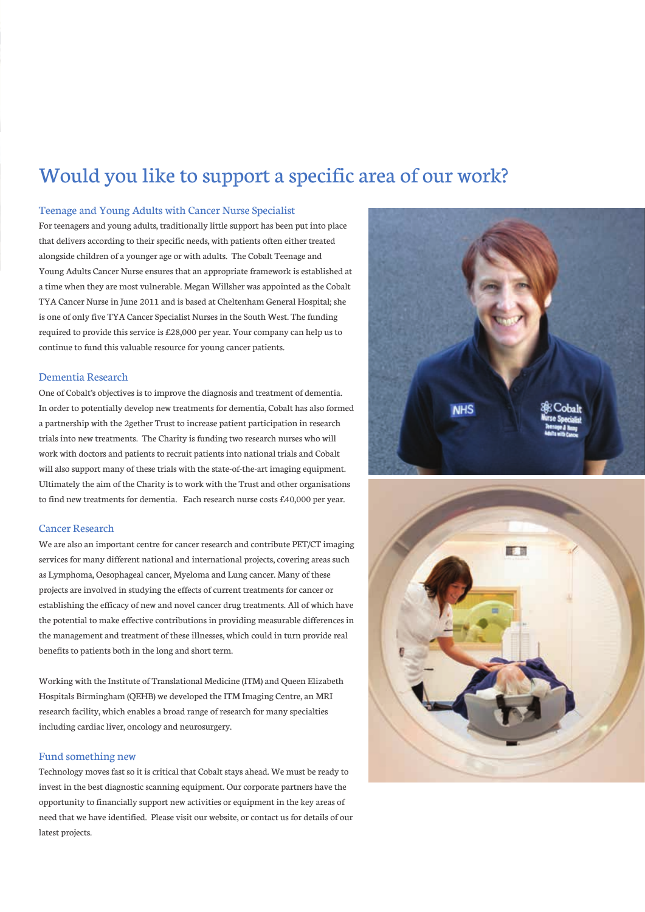# Would you like to support a specific area of our work?

## Teenage and Young Adults with Cancer Nurse Specialist

For teenagers and young adults, traditionally little support has been put into place that delivers according to their specific needs, with patients often either treated alongside children of a younger age or with adults. The Cobalt Teenage and Young Adults Cancer Nurse ensures that an appropriate framework is established at a time when they are most vulnerable. Megan Willsher was appointed as the Cobalt TYA Cancer Nurse in June 2011 and is based at Cheltenham General Hospital; she is one of only five TYA Cancer Specialist Nurses in the South West. The funding required to provide this service is £28,000 per year. Your company can help us to continue to fund this valuable resource for young cancer patients.

## Dementia Research

One of Cobalt's objectives is to improve the diagnosis and treatment of dementia. In order to potentially develop new treatments for dementia, Cobalt has also formed a partnership with the 2gether Trust to increase patient participation in research trials into new treatments. The Charity is funding two research nurses who will work with doctors and patients to recruit patients into national trials and Cobalt will also support many of these trials with the state-of-the-art imaging equipment. Ultimately the aim of the Charity is to work with the Trust and other organisations to find new treatments for dementia. Each research nurse costs £40,000 per year.

## Cancer Research

We are also an important centre for cancer research and contribute PET/CT imaging services for many different national and international projects, covering areas such as Lymphoma, Oesophageal cancer, Myeloma and Lung cancer. Many of these projects are involved in studying the effects of current treatments for cancer or establishing the efficacy of new and novel cancer drug treatments. All of which have the potential to make effective contributions in providing measurable differences in the management and treatment of these illnesses, which could in turn provide real benefits to patients both in the long and short term.

Working with the Institute of Translational Medicine (ITM) and Queen Elizabeth Hospitals Birmingham (QEHB) we developed the ITM Imaging Centre, an MRI research facility, which enables a broad range of research for many specialties including cardiac liver, oncology and neurosurgery.

## Fund something new

Technology moves fast so it is critical that Cobalt stays ahead. We must be ready to invest in the best diagnostic scanning equipment. Our corporate partners have the opportunity to financially support new activities or equipment in the key areas of need that we have identified. Please visit our website, or contact us for details of our latest projects.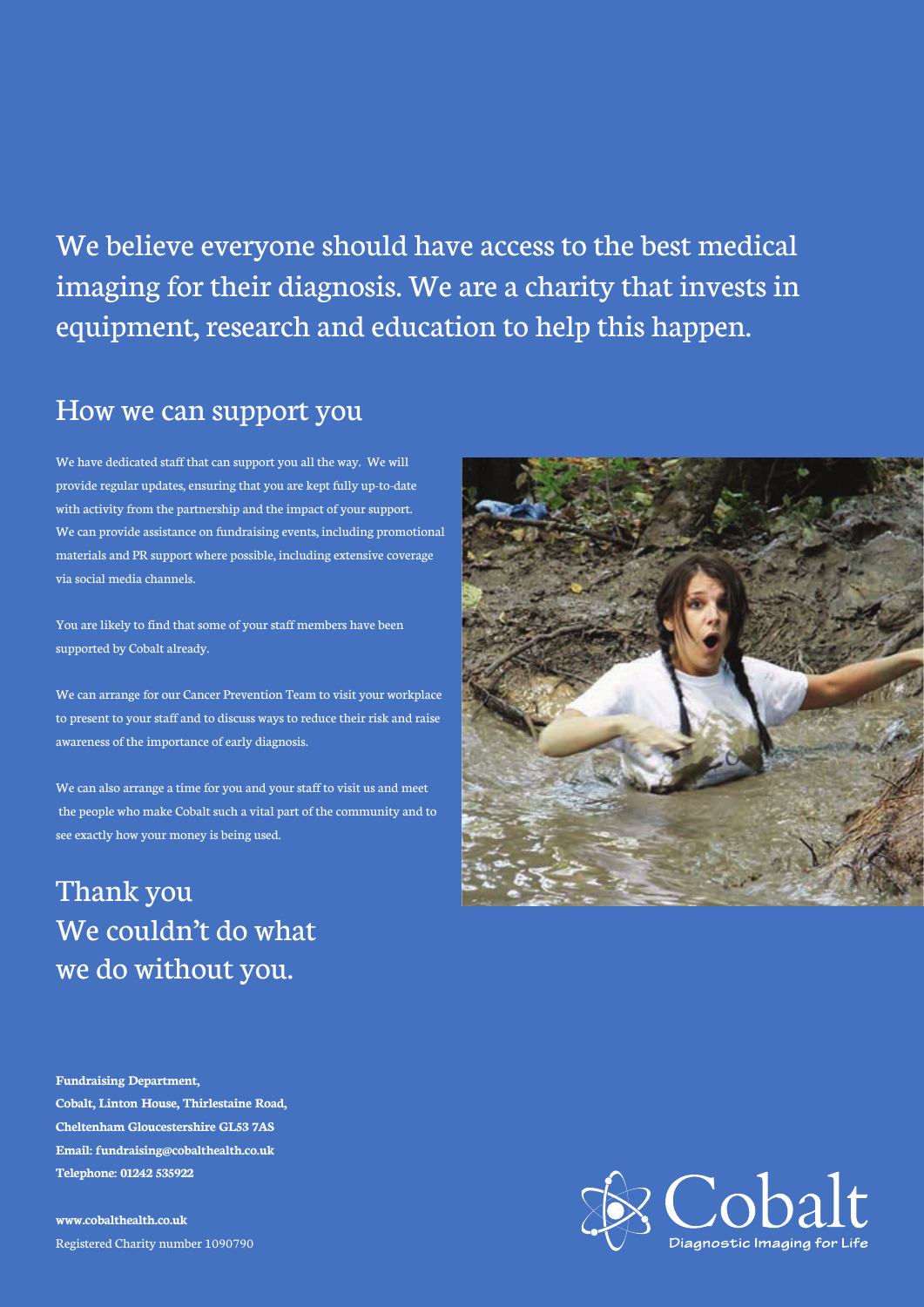We believe everyone should have access to the best medical imaging for their diagnosis. We are a charity that invests in equipment, research and education to help this happen.

## How we can support you

We have dedicated staff that can support you all the way. We will provide regular updates, ensuring that you are kept fully up-to-date with activity from the partnership and the impact of your support. We can provide assistance on fundraising events, including promotional materials and PR support where possible, including extensive coverage via social media channels.

You are likely to find that some of your staff members have been supported by Cobalt already.

We can arrange for our Cancer Prevention Team to visit your workplace to present to your staff and to discuss ways to reduce their risk and raise awareness of the importance of early diagnosis.

We can also arrange a time for you and your staff to visit us and meet the people who make Cobalt such a vital part of the community and to see exactly how your money is being used.

## Thank you
## We couldn't do what we do without you.

**Fundraising Department,**
**Cobalt, Linton House, Thirlestaine Road,**
**Cheltenham Gloucestershire GL53 7AS**
**Email: fundraising@cobalthealth.co.uk**
**Telephone: 01242 535922**

**www.cobalthealth.co.uk**
Registered Charity number 1090790

Cobalt
Diagnostic Imaging for Life